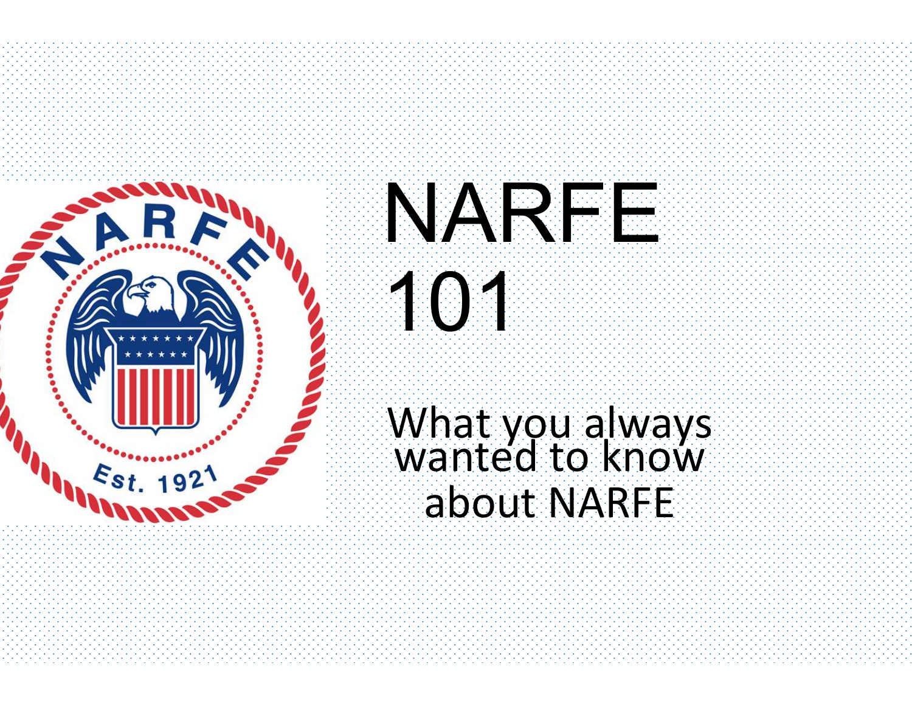# NARFE 101

What you always wanted to know about NARFE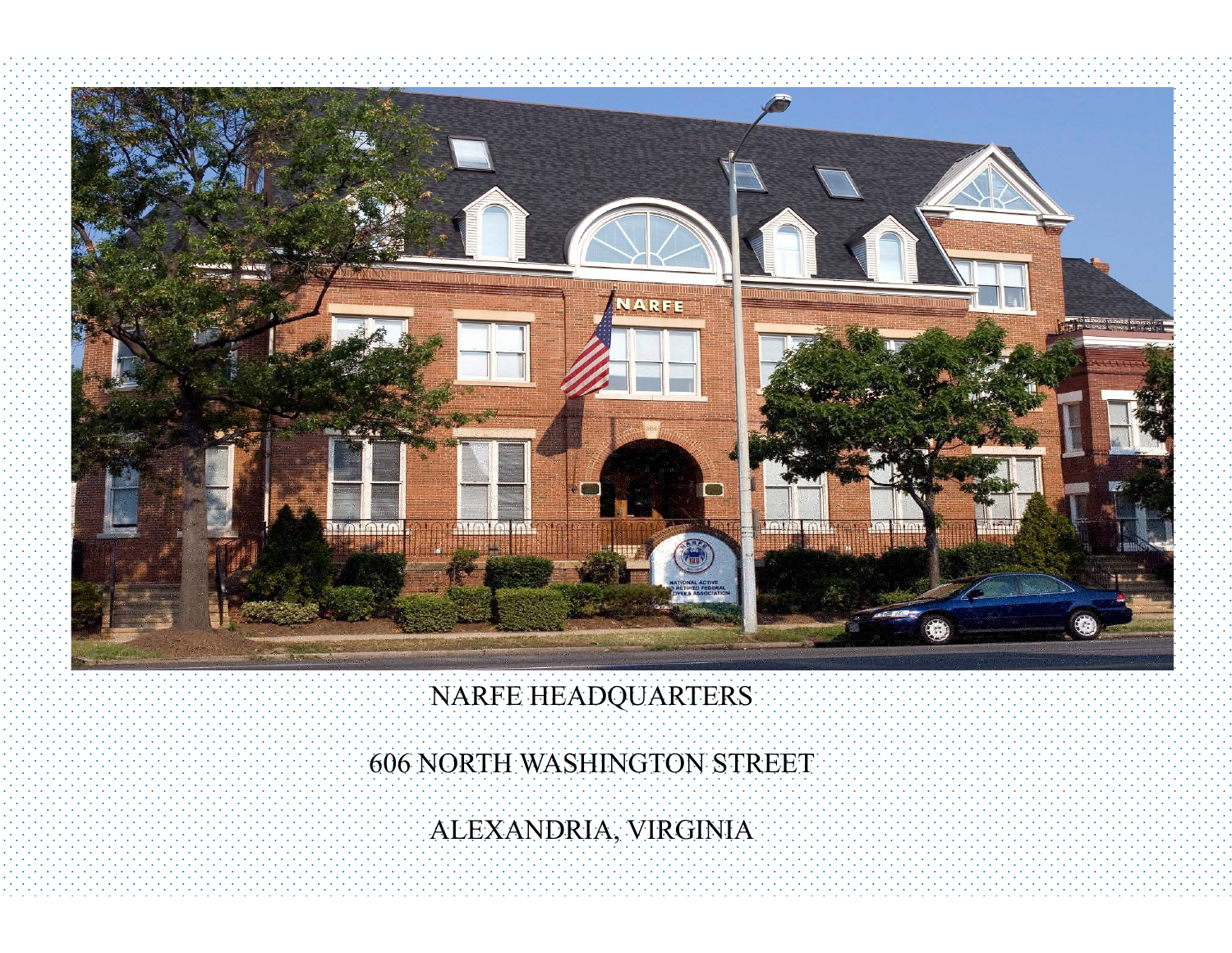NARFE HEADQUARTERS

606 NORTH WASHINGTON STREET

ALEXANDRIA, VIRGINIA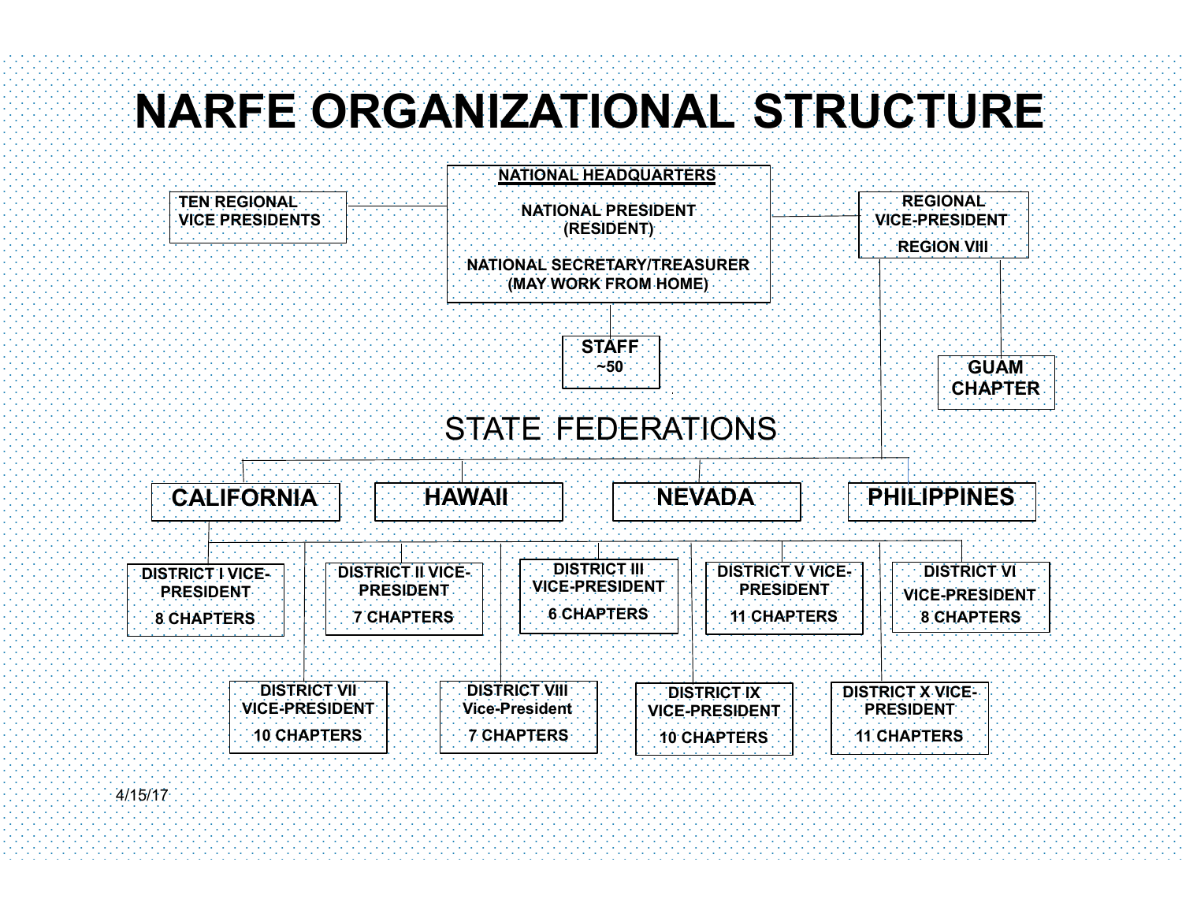# NARFE ORGANIZATIONAL STRUCTURE

**NATIONAL HEADQUARTERS**

NATIONAL PRESIDENT (RESIDENT)

NATIONAL SECRETARY/TREASURER (MAY WORK FROM HOME)

TEN REGIONAL VICE PRESIDENTS

REGIONAL VICE-PRESIDENT

REGION VIII

STAFF ~50

GUAM CHAPTER

## STATE FEDERATIONS

- CALIFORNIA
- HAWAII
- NEVADA
- PHILIPPINES

DISTRICT I VICE-PRESIDENT
8 CHAPTERS

DISTRICT II VICE-PRESIDENT
7 CHAPTERS

DISTRICT III VICE-PRESIDENT
6 CHAPTERS

DISTRICT V VICE-PRESIDENT
11 CHAPTERS

DISTRICT VI VICE-PRESIDENT
8 CHAPTERS

DISTRICT VII VICE-PRESIDENT
10 CHAPTERS

DISTRICT VIII Vice-President
7 CHAPTERS

DISTRICT IX VICE-PRESIDENT
10 CHAPTERS

DISTRICT X VICE-PRESIDENT
11 CHAPTERS

4/15/17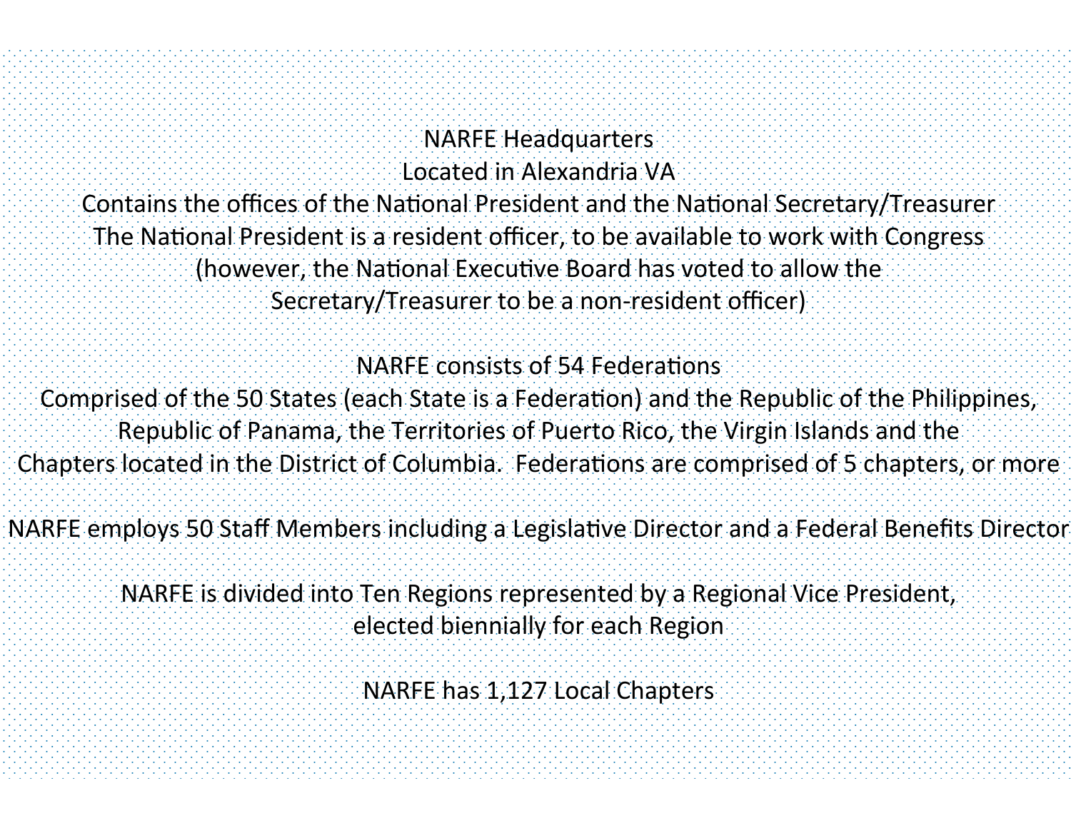NARFE Headquarters
Located in Alexandria VA
Contains the offices of the National President and the National Secretary/Treasurer
The National President is a resident officer, to be available to work with Congress
(however, the National Executive Board has voted to allow the
Secretary/Treasurer to be a non-resident officer)

NARFE consists of 54 Federations
Comprised of the 50 States (each State is a Federation) and the Republic of the Philippines,
Republic of Panama, the Territories of Puerto Rico, the Virgin Islands and the
Chapters located in the District of Columbia. Federations are comprised of 5 chapters, or more

NARFE employs 50 Staff Members including a Legislative Director and a Federal Benefits Director

NARFE is divided into Ten Regions represented by a Regional Vice President,
elected biennially for each Region

NARFE has 1,127 Local Chapters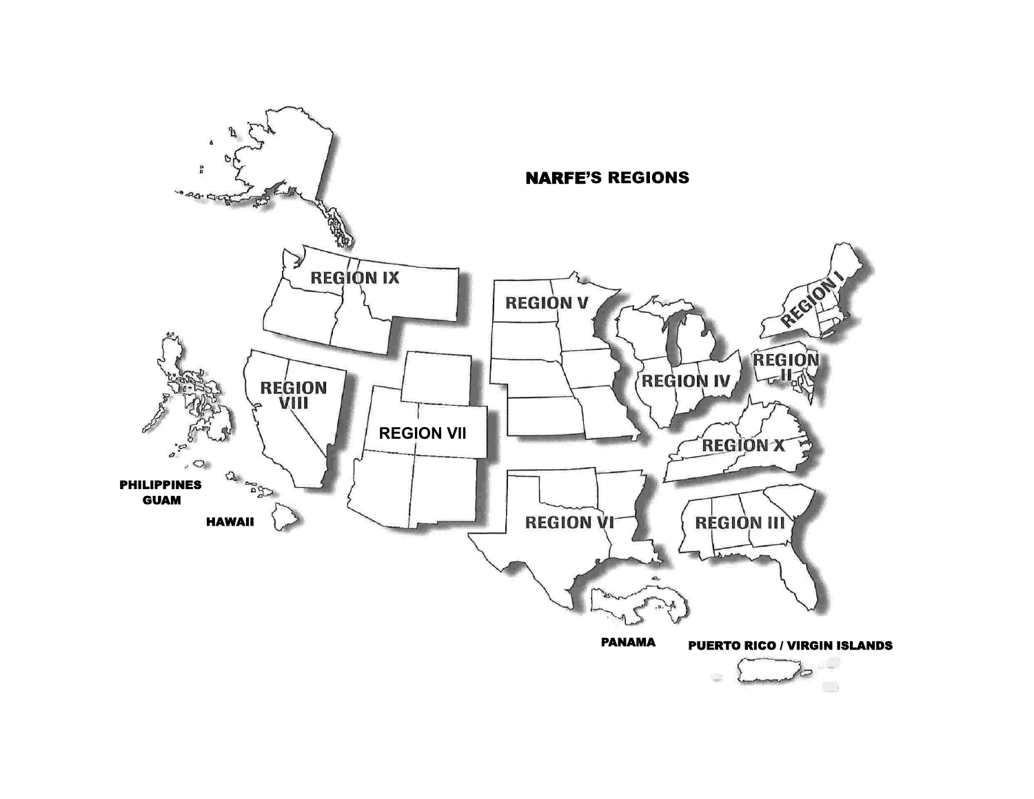# NARFE'S REGIONS

REGION IX

REGION V

REGION I

REGION II

REGION IV

REGION VIII

REGION VII

REGION X

REGION VI

REGION III

PHILIPPINES
GUAM

HAWAII

PANAMA

PUERTO RICO / VIRGIN ISLANDS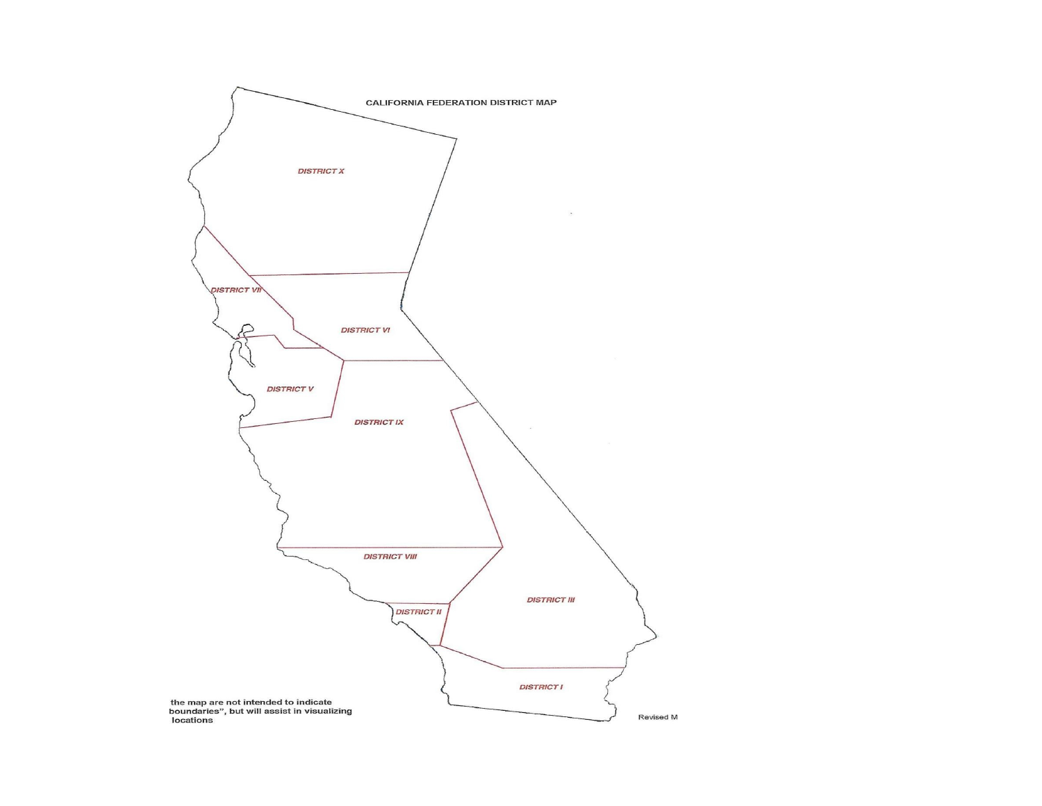# CALIFORNIA FEDERATION DISTRICT MAP

DISTRICT X

DISTRICT VII

DISTRICT VI

DISTRICT V

DISTRICT IX

DISTRICT VIII

DISTRICT II

DISTRICT III

DISTRICT I

the map are not intended to indicate boundaries", but will assist in visualizing locations

Revised M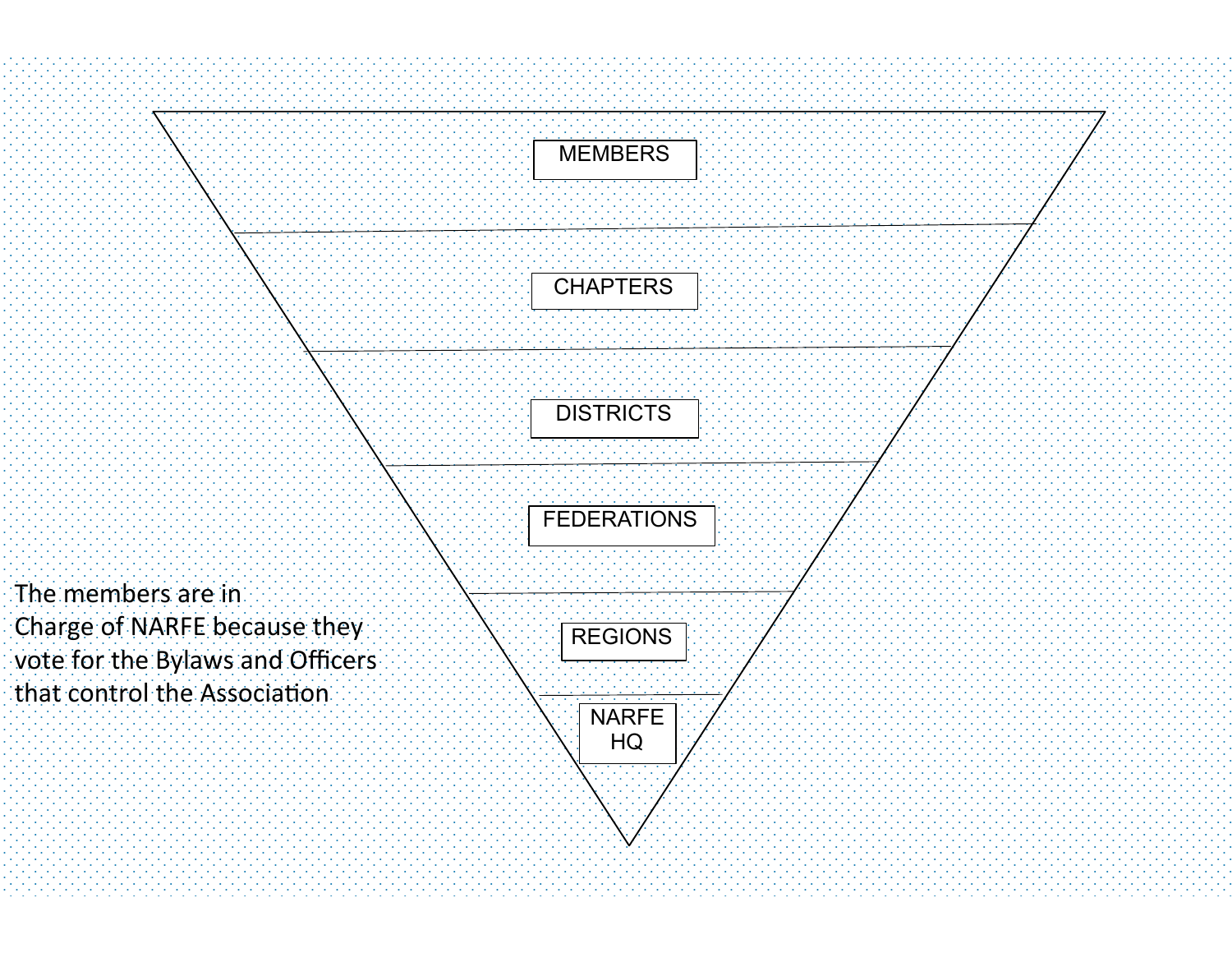MEMBERS

CHAPTERS

DISTRICTS

FEDERATIONS

REGIONS

NARFE HQ

The members are in Charge of NARFE because they vote for the Bylaws and Officers that control the Association